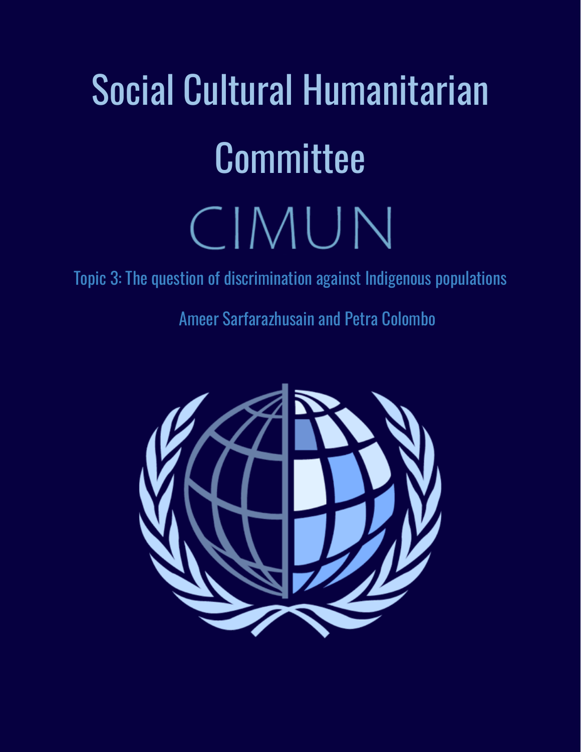# Social Cultural Humanitarian Committee

## CIMUN

Topic 3: The question of discrimination against Indigenous populations

Ameer Sarfarazhusain and Petra Colombo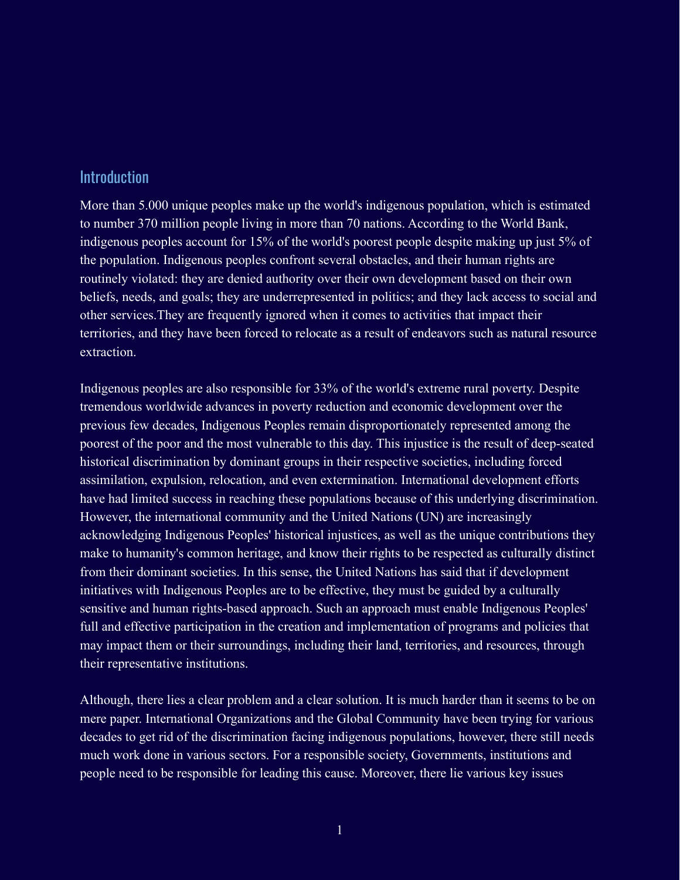## Introduction

More than 5.000 unique peoples make up the world's indigenous population, which is estimated to number 370 million people living in more than 70 nations. According to the World Bank, indigenous peoples account for 15% of the world's poorest people despite making up just 5% of the population. Indigenous peoples confront several obstacles, and their human rights are routinely violated: they are denied authority over their own development based on their own beliefs, needs, and goals; they are underrepresented in politics; and they lack access to social and other services.They are frequently ignored when it comes to activities that impact their territories, and they have been forced to relocate as a result of endeavors such as natural resource extraction.

Indigenous peoples are also responsible for 33% of the world's extreme rural poverty. Despite tremendous worldwide advances in poverty reduction and economic development over the previous few decades, Indigenous Peoples remain disproportionately represented among the poorest of the poor and the most vulnerable to this day. This injustice is the result of deep-seated historical discrimination by dominant groups in their respective societies, including forced assimilation, expulsion, relocation, and even extermination. International development efforts have had limited success in reaching these populations because of this underlying discrimination. However, the international community and the United Nations (UN) are increasingly acknowledging Indigenous Peoples' historical injustices, as well as the unique contributions they make to humanity's common heritage, and know their rights to be respected as culturally distinct from their dominant societies. In this sense, the United Nations has said that if development initiatives with Indigenous Peoples are to be effective, they must be guided by a culturally sensitive and human rights-based approach. Such an approach must enable Indigenous Peoples' full and effective participation in the creation and implementation of programs and policies that may impact them or their surroundings, including their land, territories, and resources, through their representative institutions.

Although, there lies a clear problem and a clear solution. It is much harder than it seems to be on mere paper. International Organizations and the Global Community have been trying for various decades to get rid of the discrimination facing indigenous populations, however, there still needs much work done in various sectors. For a responsible society, Governments, institutions and people need to be responsible for leading this cause. Moreover, there lie various key issues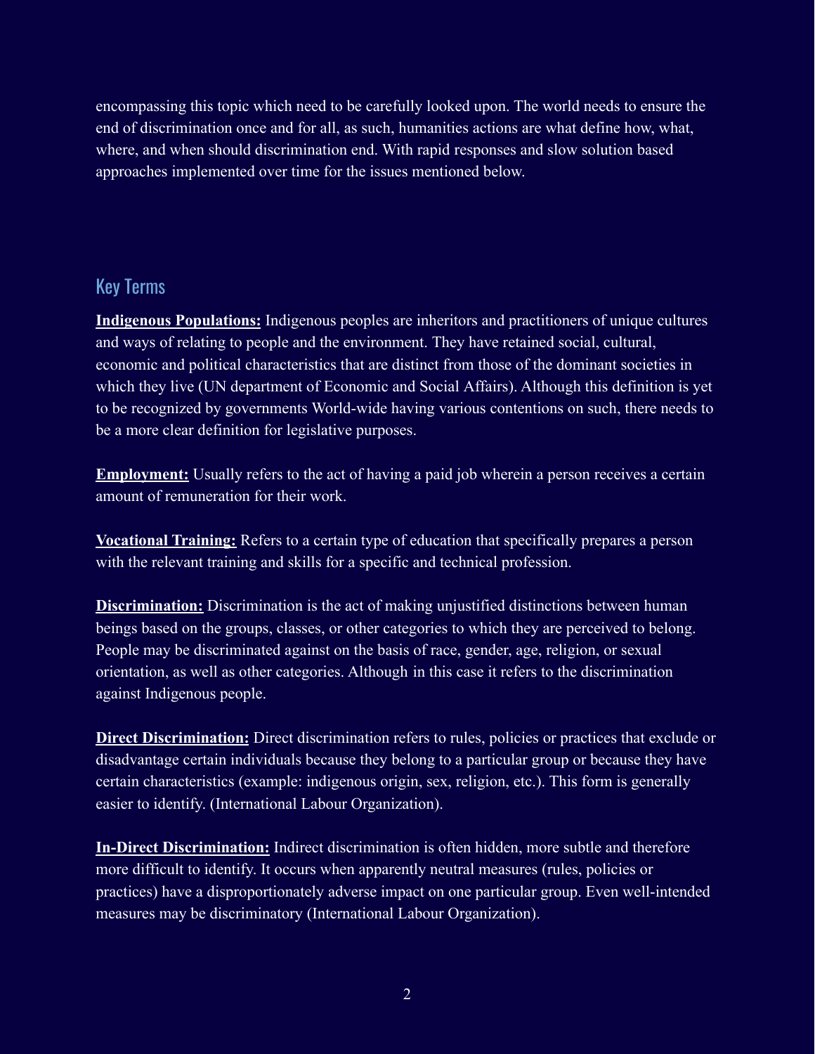encompassing this topic which need to be carefully looked upon. The world needs to ensure the end of discrimination once and for all, as such, humanities actions are what define how, what, where, and when should discrimination end. With rapid responses and slow solution based approaches implemented over time for the issues mentioned below.

## Key Terms

**Indigenous Populations:** Indigenous peoples are inheritors and practitioners of unique cultures and ways of relating to people and the environment. They have retained social, cultural, economic and political characteristics that are distinct from those of the dominant societies in which they live (UN department of Economic and Social Affairs). Although this definition is yet to be recognized by governments World-wide having various contentions on such, there needs to be a more clear definition for legislative purposes.

**Employment:** Usually refers to the act of having a paid job wherein a person receives a certain amount of remuneration for their work.

**Vocational Training:** Refers to a certain type of education that specifically prepares a person with the relevant training and skills for a specific and technical profession.

**Discrimination:** Discrimination is the act of making unjustified distinctions between human beings based on the groups, classes, or other categories to which they are perceived to belong. People may be discriminated against on the basis of race, gender, age, religion, or sexual orientation, as well as other categories. Although in this case it refers to the discrimination against Indigenous people.

**Direct Discrimination:** Direct discrimination refers to rules, policies or practices that exclude or disadvantage certain individuals because they belong to a particular group or because they have certain characteristics (example: indigenous origin, sex, religion, etc.). This form is generally easier to identify. (International Labour Organization).

**In-Direct Discrimination:** Indirect discrimination is often hidden, more subtle and therefore more difficult to identify. It occurs when apparently neutral measures (rules, policies or practices) have a disproportionately adverse impact on one particular group. Even well-intended measures may be discriminatory (International Labour Organization).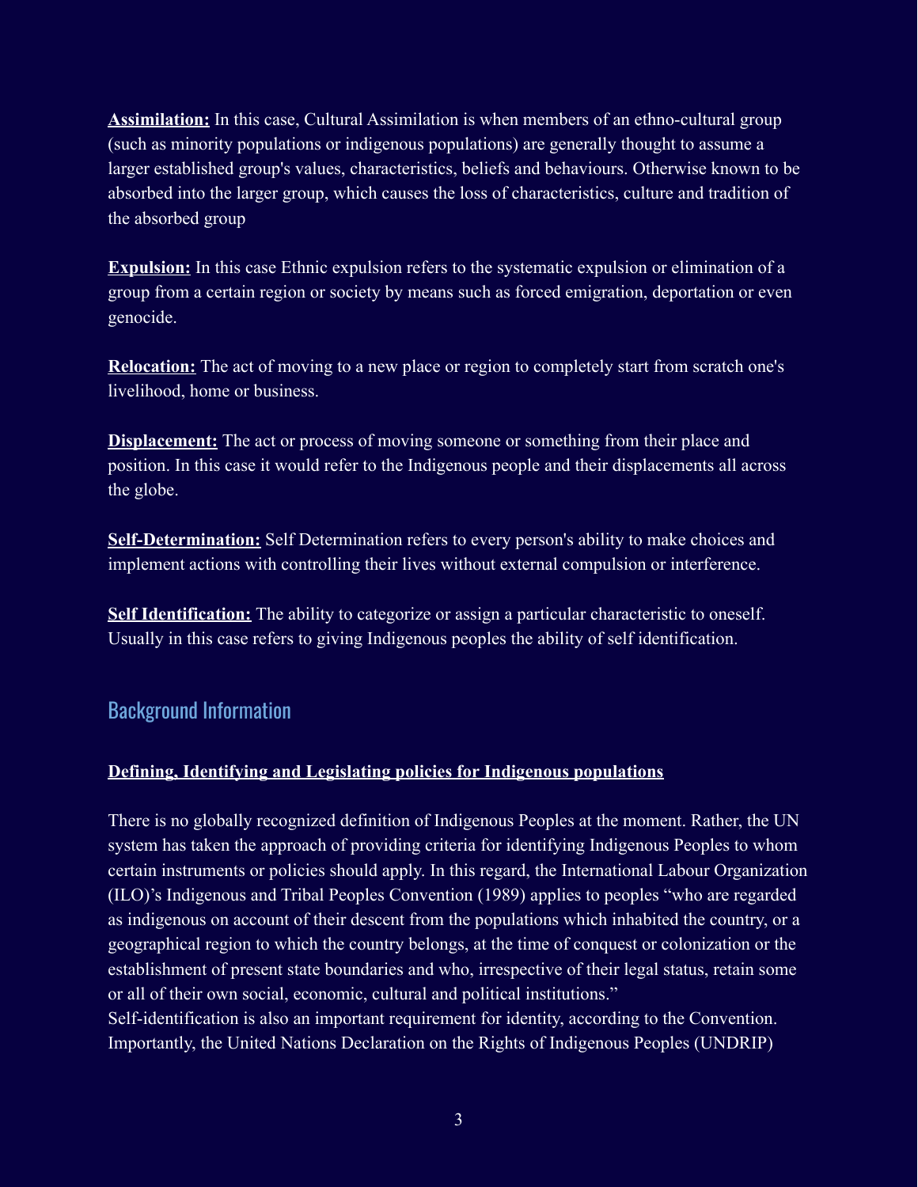**Assimilation:** In this case, Cultural Assimilation is when members of an ethno-cultural group (such as minority populations or indigenous populations) are generally thought to assume a larger established group's values, characteristics, beliefs and behaviours. Otherwise known to be absorbed into the larger group, which causes the loss of characteristics, culture and tradition of the absorbed group

**Expulsion:** In this case Ethnic expulsion refers to the systematic expulsion or elimination of a group from a certain region or society by means such as forced emigration, deportation or even genocide.

**Relocation:** The act of moving to a new place or region to completely start from scratch one's livelihood, home or business.

**Displacement:** The act or process of moving someone or something from their place and position. In this case it would refer to the Indigenous people and their displacements all across the globe.

**Self-Determination:** Self Determination refers to every person's ability to make choices and implement actions with controlling their lives without external compulsion or interference.

**Self Identification:** The ability to categorize or assign a particular characteristic to oneself. Usually in this case refers to giving Indigenous peoples the ability of self identification.

## Background Information

**Defining, Identifying and Legislating policies for Indigenous populations**

There is no globally recognized definition of Indigenous Peoples at the moment. Rather, the UN system has taken the approach of providing criteria for identifying Indigenous Peoples to whom certain instruments or policies should apply. In this regard, the International Labour Organization (ILO)'s Indigenous and Tribal Peoples Convention (1989) applies to peoples "who are regarded as indigenous on account of their descent from the populations which inhabited the country, or a geographical region to which the country belongs, at the time of conquest or colonization or the establishment of present state boundaries and who, irrespective of their legal status, retain some or all of their own social, economic, cultural and political institutions."
Self-identification is also an important requirement for identity, according to the Convention. Importantly, the United Nations Declaration on the Rights of Indigenous Peoples (UNDRIP)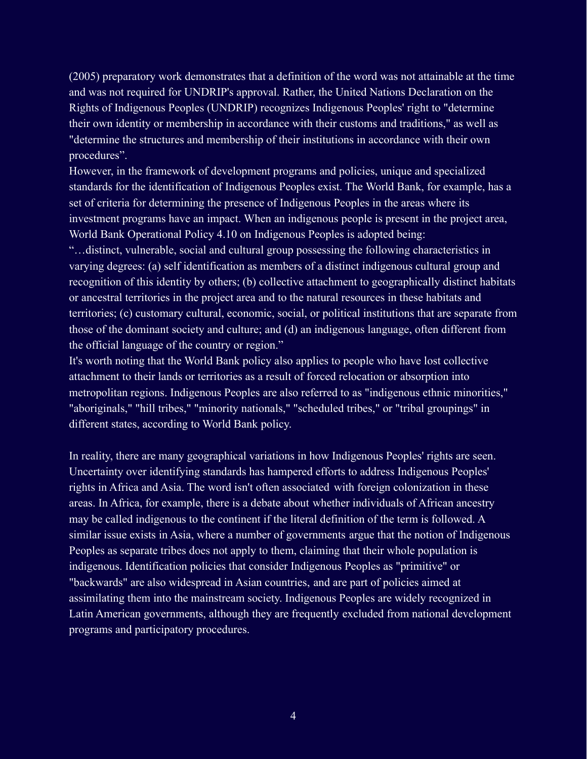(2005) preparatory work demonstrates that a definition of the word was not attainable at the time and was not required for UNDRIP's approval. Rather, the United Nations Declaration on the Rights of Indigenous Peoples (UNDRIP) recognizes Indigenous Peoples' right to "determine their own identity or membership in accordance with their customs and traditions," as well as "determine the structures and membership of their institutions in accordance with their own procedures".

However, in the framework of development programs and policies, unique and specialized standards for the identification of Indigenous Peoples exist. The World Bank, for example, has a set of criteria for determining the presence of Indigenous Peoples in the areas where its investment programs have an impact. When an indigenous people is present in the project area, World Bank Operational Policy 4.10 on Indigenous Peoples is adopted being:

"…distinct, vulnerable, social and cultural group possessing the following characteristics in varying degrees: (a) self identification as members of a distinct indigenous cultural group and recognition of this identity by others; (b) collective attachment to geographically distinct habitats or ancestral territories in the project area and to the natural resources in these habitats and territories; (c) customary cultural, economic, social, or political institutions that are separate from those of the dominant society and culture; and (d) an indigenous language, often different from the official language of the country or region."

It's worth noting that the World Bank policy also applies to people who have lost collective attachment to their lands or territories as a result of forced relocation or absorption into metropolitan regions. Indigenous Peoples are also referred to as "indigenous ethnic minorities," "aboriginals," "hill tribes," "minority nationals," "scheduled tribes," or "tribal groupings" in different states, according to World Bank policy.

In reality, there are many geographical variations in how Indigenous Peoples' rights are seen. Uncertainty over identifying standards has hampered efforts to address Indigenous Peoples' rights in Africa and Asia. The word isn't often associated with foreign colonization in these areas. In Africa, for example, there is a debate about whether individuals of African ancestry may be called indigenous to the continent if the literal definition of the term is followed. A similar issue exists in Asia, where a number of governments argue that the notion of Indigenous Peoples as separate tribes does not apply to them, claiming that their whole population is indigenous. Identification policies that consider Indigenous Peoples as "primitive" or "backwards" are also widespread in Asian countries, and are part of policies aimed at assimilating them into the mainstream society. Indigenous Peoples are widely recognized in Latin American governments, although they are frequently excluded from national development programs and participatory procedures.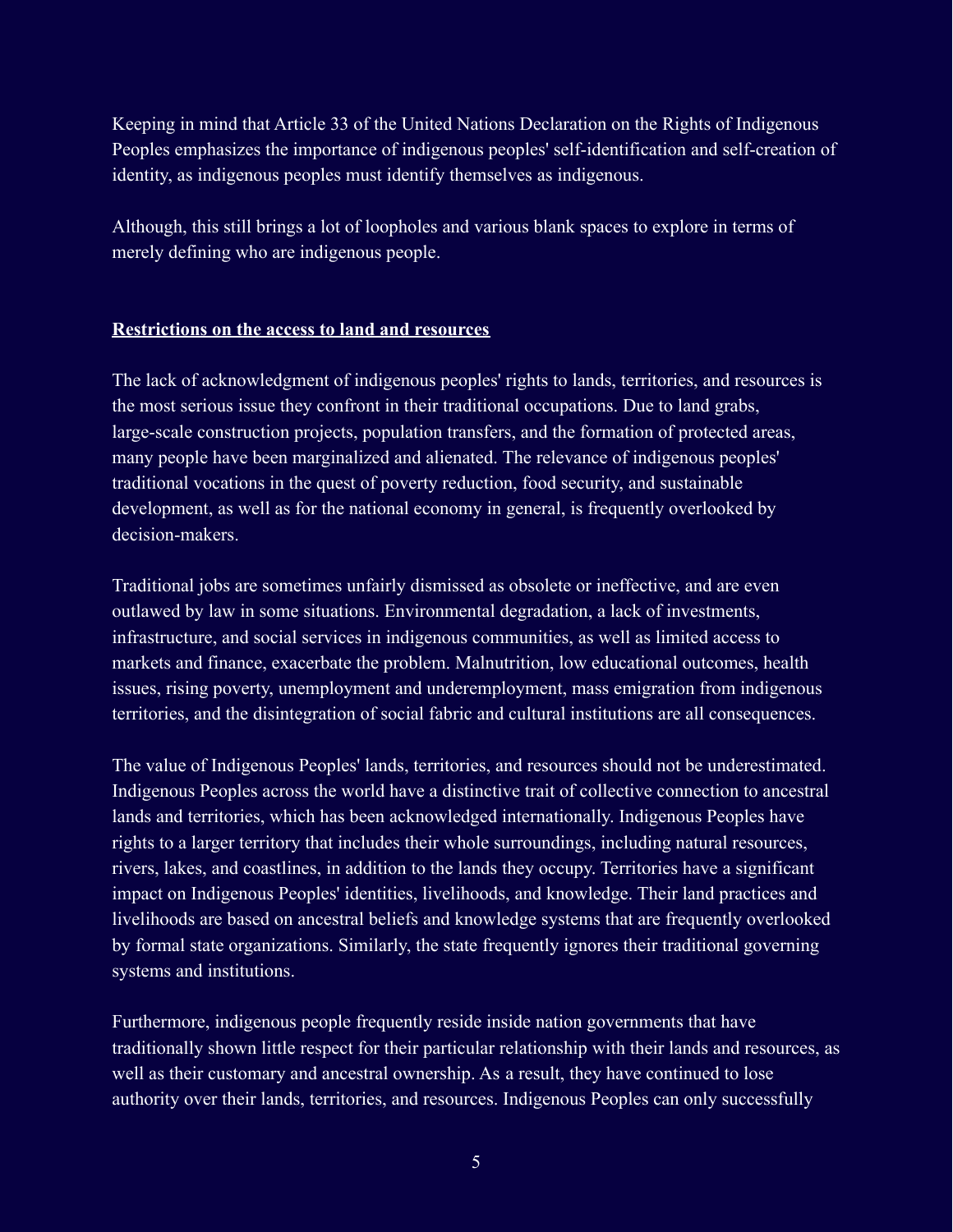Keeping in mind that Article 33 of the United Nations Declaration on the Rights of Indigenous Peoples emphasizes the importance of indigenous peoples' self-identification and self-creation of identity, as indigenous peoples must identify themselves as indigenous.

Although, this still brings a lot of loopholes and various blank spaces to explore in terms of merely defining who are indigenous people.

**Restrictions on the access to land and resources**

The lack of acknowledgment of indigenous peoples' rights to lands, territories, and resources is the most serious issue they confront in their traditional occupations. Due to land grabs, large-scale construction projects, population transfers, and the formation of protected areas, many people have been marginalized and alienated. The relevance of indigenous peoples' traditional vocations in the quest of poverty reduction, food security, and sustainable development, as well as for the national economy in general, is frequently overlooked by decision-makers.

Traditional jobs are sometimes unfairly dismissed as obsolete or ineffective, and are even outlawed by law in some situations. Environmental degradation, a lack of investments, infrastructure, and social services in indigenous communities, as well as limited access to markets and finance, exacerbate the problem. Malnutrition, low educational outcomes, health issues, rising poverty, unemployment and underemployment, mass emigration from indigenous territories, and the disintegration of social fabric and cultural institutions are all consequences.

The value of Indigenous Peoples' lands, territories, and resources should not be underestimated. Indigenous Peoples across the world have a distinctive trait of collective connection to ancestral lands and territories, which has been acknowledged internationally. Indigenous Peoples have rights to a larger territory that includes their whole surroundings, including natural resources, rivers, lakes, and coastlines, in addition to the lands they occupy. Territories have a significant impact on Indigenous Peoples' identities, livelihoods, and knowledge. Their land practices and livelihoods are based on ancestral beliefs and knowledge systems that are frequently overlooked by formal state organizations. Similarly, the state frequently ignores their traditional governing systems and institutions.

Furthermore, indigenous people frequently reside inside nation governments that have traditionally shown little respect for their particular relationship with their lands and resources, as well as their customary and ancestral ownership. As a result, they have continued to lose authority over their lands, territories, and resources. Indigenous Peoples can only successfully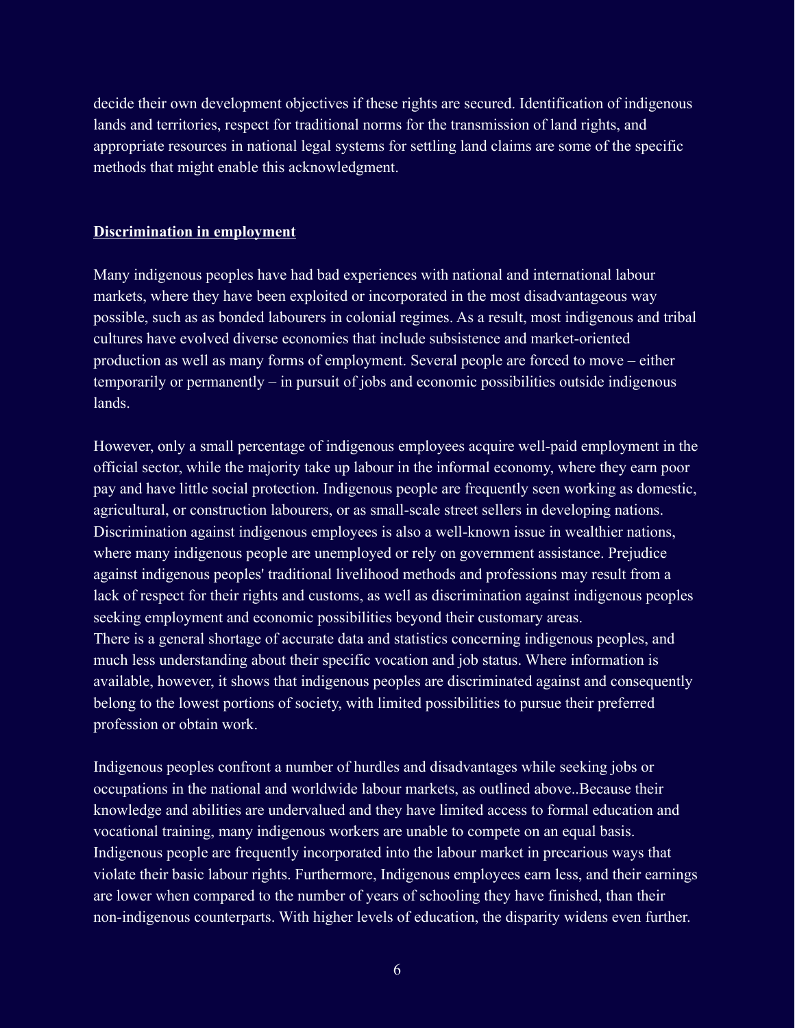decide their own development objectives if these rights are secured. Identification of indigenous lands and territories, respect for traditional norms for the transmission of land rights, and appropriate resources in national legal systems for settling land claims are some of the specific methods that might enable this acknowledgment.

**Discrimination in employment**

Many indigenous peoples have had bad experiences with national and international labour markets, where they have been exploited or incorporated in the most disadvantageous way possible, such as as bonded labourers in colonial regimes. As a result, most indigenous and tribal cultures have evolved diverse economies that include subsistence and market-oriented production as well as many forms of employment. Several people are forced to move – either temporarily or permanently – in pursuit of jobs and economic possibilities outside indigenous lands.

However, only a small percentage of indigenous employees acquire well-paid employment in the official sector, while the majority take up labour in the informal economy, where they earn poor pay and have little social protection. Indigenous people are frequently seen working as domestic, agricultural, or construction labourers, or as small-scale street sellers in developing nations. Discrimination against indigenous employees is also a well-known issue in wealthier nations, where many indigenous people are unemployed or rely on government assistance. Prejudice against indigenous peoples' traditional livelihood methods and professions may result from a lack of respect for their rights and customs, as well as discrimination against indigenous peoples seeking employment and economic possibilities beyond their customary areas.
There is a general shortage of accurate data and statistics concerning indigenous peoples, and much less understanding about their specific vocation and job status. Where information is available, however, it shows that indigenous peoples are discriminated against and consequently belong to the lowest portions of society, with limited possibilities to pursue their preferred profession or obtain work.

Indigenous peoples confront a number of hurdles and disadvantages while seeking jobs or occupations in the national and worldwide labour markets, as outlined above..Because their knowledge and abilities are undervalued and they have limited access to formal education and vocational training, many indigenous workers are unable to compete on an equal basis. Indigenous people are frequently incorporated into the labour market in precarious ways that violate their basic labour rights. Furthermore, Indigenous employees earn less, and their earnings are lower when compared to the number of years of schooling they have finished, than their non-indigenous counterparts. With higher levels of education, the disparity widens even further.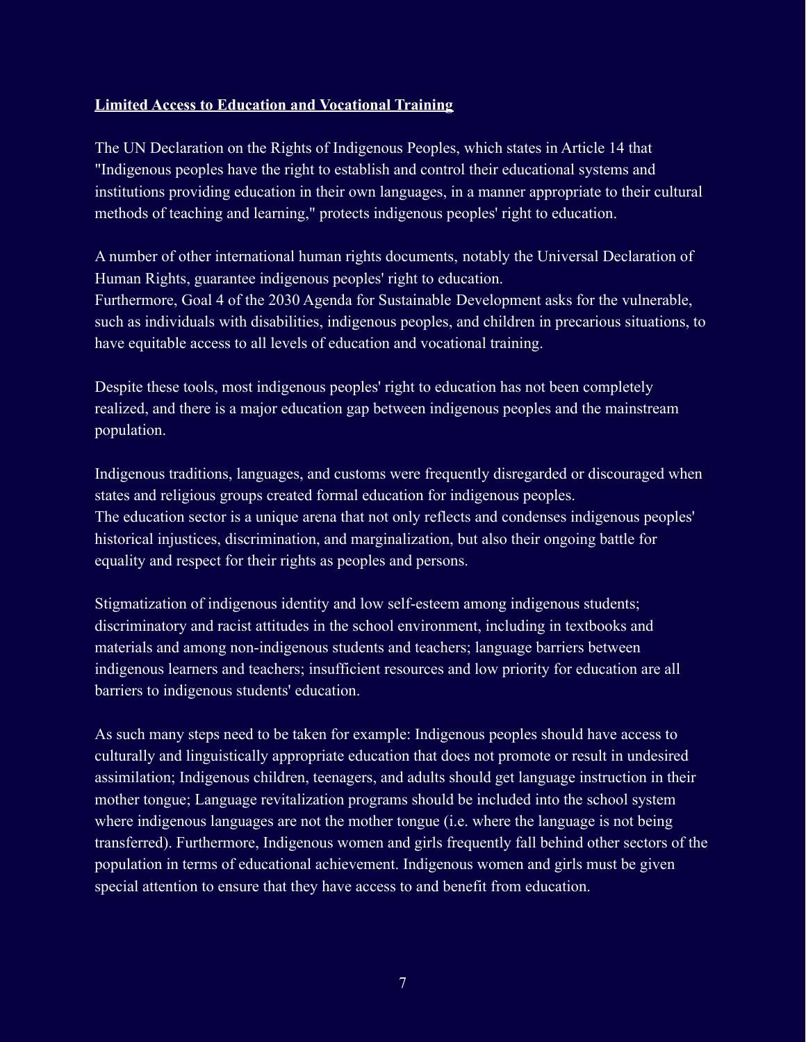**Limited Access to Education and Vocational Training**

The UN Declaration on the Rights of Indigenous Peoples, which states in Article 14 that "Indigenous peoples have the right to establish and control their educational systems and institutions providing education in their own languages, in a manner appropriate to their cultural methods of teaching and learning," protects indigenous peoples' right to education.

A number of other international human rights documents, notably the Universal Declaration of Human Rights, guarantee indigenous peoples' right to education.
Furthermore, Goal 4 of the 2030 Agenda for Sustainable Development asks for the vulnerable, such as individuals with disabilities, indigenous peoples, and children in precarious situations, to have equitable access to all levels of education and vocational training.

Despite these tools, most indigenous peoples' right to education has not been completely realized, and there is a major education gap between indigenous peoples and the mainstream population.

Indigenous traditions, languages, and customs were frequently disregarded or discouraged when states and religious groups created formal education for indigenous peoples.
The education sector is a unique arena that not only reflects and condenses indigenous peoples' historical injustices, discrimination, and marginalization, but also their ongoing battle for equality and respect for their rights as peoples and persons.

Stigmatization of indigenous identity and low self-esteem among indigenous students; discriminatory and racist attitudes in the school environment, including in textbooks and materials and among non-indigenous students and teachers; language barriers between indigenous learners and teachers; insufficient resources and low priority for education are all barriers to indigenous students' education.

As such many steps need to be taken for example: Indigenous peoples should have access to culturally and linguistically appropriate education that does not promote or result in undesired assimilation; Indigenous children, teenagers, and adults should get language instruction in their mother tongue; Language revitalization programs should be included into the school system where indigenous languages are not the mother tongue (i.e. where the language is not being transferred). Furthermore, Indigenous women and girls frequently fall behind other sectors of the population in terms of educational achievement. Indigenous women and girls must be given special attention to ensure that they have access to and benefit from education.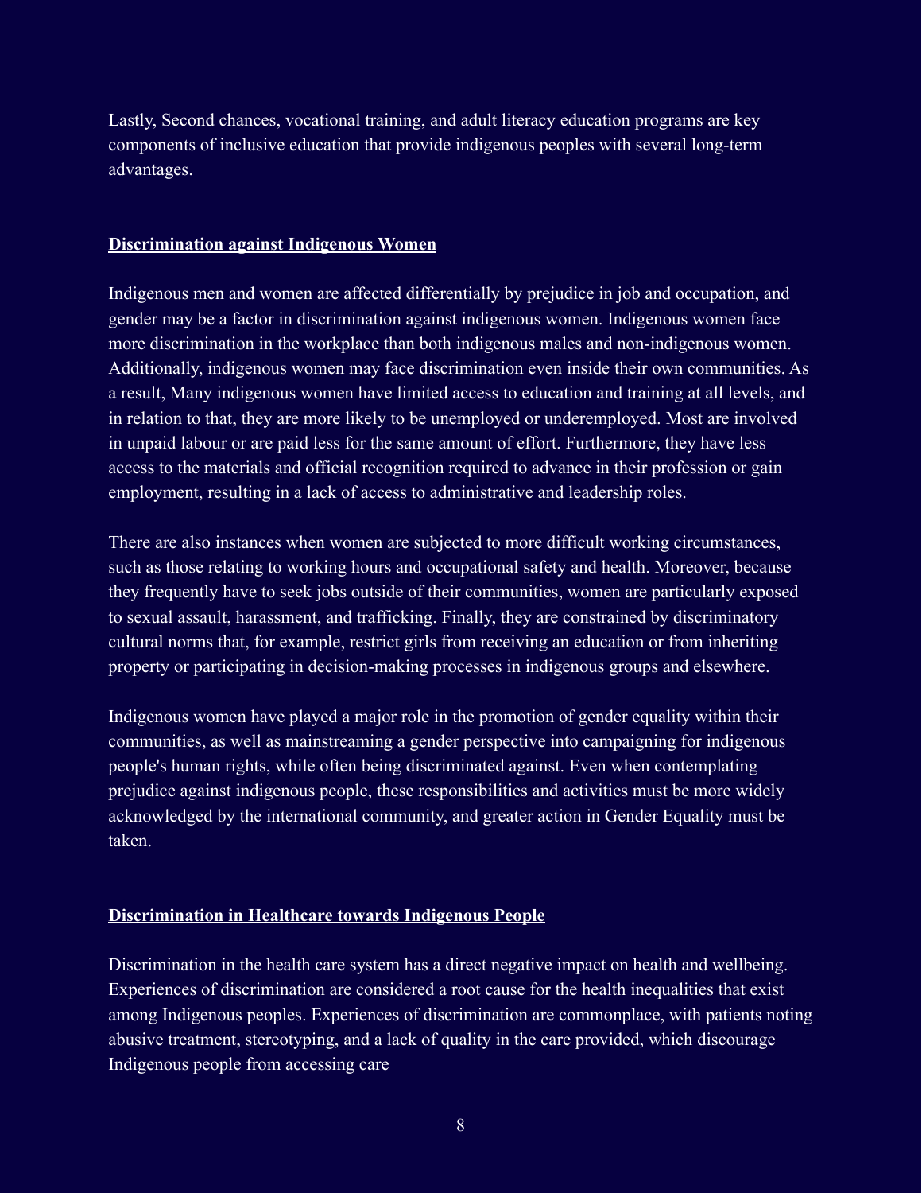Lastly, Second chances, vocational training, and adult literacy education programs are key components of inclusive education that provide indigenous peoples with several long-term advantages.

## Discrimination against Indigenous Women

Indigenous men and women are affected differentially by prejudice in job and occupation, and gender may be a factor in discrimination against indigenous women. Indigenous women face more discrimination in the workplace than both indigenous males and non-indigenous women. Additionally, indigenous women may face discrimination even inside their own communities. As a result, Many indigenous women have limited access to education and training at all levels, and in relation to that, they are more likely to be unemployed or underemployed. Most are involved in unpaid labour or are paid less for the same amount of effort. Furthermore, they have less access to the materials and official recognition required to advance in their profession or gain employment, resulting in a lack of access to administrative and leadership roles.

There are also instances when women are subjected to more difficult working circumstances, such as those relating to working hours and occupational safety and health. Moreover, because they frequently have to seek jobs outside of their communities, women are particularly exposed to sexual assault, harassment, and trafficking. Finally, they are constrained by discriminatory cultural norms that, for example, restrict girls from receiving an education or from inheriting property or participating in decision-making processes in indigenous groups and elsewhere.

Indigenous women have played a major role in the promotion of gender equality within their communities, as well as mainstreaming a gender perspective into campaigning for indigenous people's human rights, while often being discriminated against. Even when contemplating prejudice against indigenous people, these responsibilities and activities must be more widely acknowledged by the international community, and greater action in Gender Equality must be taken.

## Discrimination in Healthcare towards Indigenous People

Discrimination in the health care system has a direct negative impact on health and wellbeing. Experiences of discrimination are considered a root cause for the health inequalities that exist among Indigenous peoples. Experiences of discrimination are commonplace, with patients noting abusive treatment, stereotyping, and a lack of quality in the care provided, which discourage Indigenous people from accessing care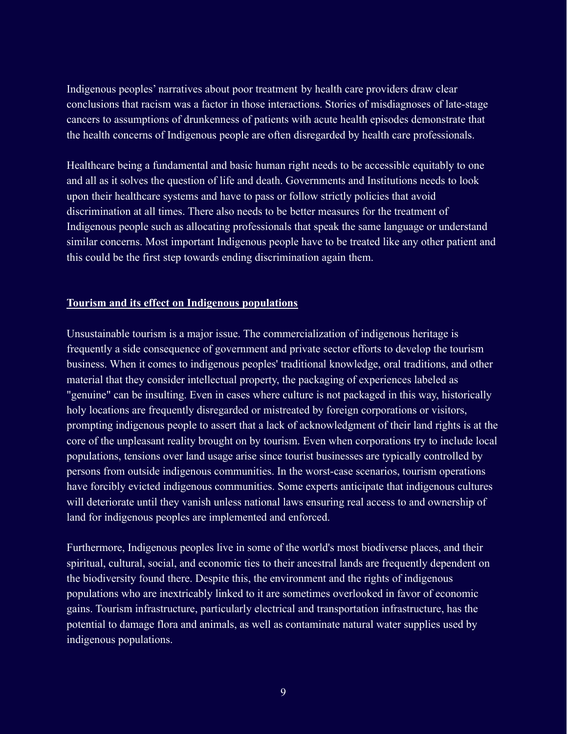Indigenous peoples' narratives about poor treatment by health care providers draw clear conclusions that racism was a factor in those interactions. Stories of misdiagnoses of late-stage cancers to assumptions of drunkenness of patients with acute health episodes demonstrate that the health concerns of Indigenous people are often disregarded by health care professionals.

Healthcare being a fundamental and basic human right needs to be accessible equitably to one and all as it solves the question of life and death. Governments and Institutions needs to look upon their healthcare systems and have to pass or follow strictly policies that avoid discrimination at all times. There also needs to be better measures for the treatment of Indigenous people such as allocating professionals that speak the same language or understand similar concerns. Most important Indigenous people have to be treated like any other patient and this could be the first step towards ending discrimination again them.

## Tourism and its effect on Indigenous populations

Unsustainable tourism is a major issue. The commercialization of indigenous heritage is frequently a side consequence of government and private sector efforts to develop the tourism business. When it comes to indigenous peoples' traditional knowledge, oral traditions, and other material that they consider intellectual property, the packaging of experiences labeled as "genuine" can be insulting. Even in cases where culture is not packaged in this way, historically holy locations are frequently disregarded or mistreated by foreign corporations or visitors, prompting indigenous people to assert that a lack of acknowledgment of their land rights is at the core of the unpleasant reality brought on by tourism. Even when corporations try to include local populations, tensions over land usage arise since tourist businesses are typically controlled by persons from outside indigenous communities. In the worst-case scenarios, tourism operations have forcibly evicted indigenous communities. Some experts anticipate that indigenous cultures will deteriorate until they vanish unless national laws ensuring real access to and ownership of land for indigenous peoples are implemented and enforced.

Furthermore, Indigenous peoples live in some of the world's most biodiverse places, and their spiritual, cultural, social, and economic ties to their ancestral lands are frequently dependent on the biodiversity found there. Despite this, the environment and the rights of indigenous populations who are inextricably linked to it are sometimes overlooked in favor of economic gains. Tourism infrastructure, particularly electrical and transportation infrastructure, has the potential to damage flora and animals, as well as contaminate natural water supplies used by indigenous populations.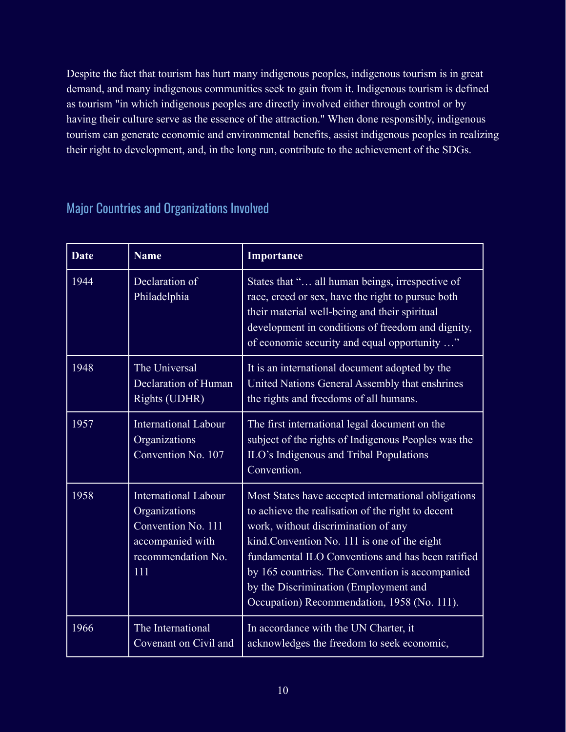Despite the fact that tourism has hurt many indigenous peoples, indigenous tourism is in great demand, and many indigenous communities seek to gain from it. Indigenous tourism is defined as tourism "in which indigenous peoples are directly involved either through control or by having their culture serve as the essence of the attraction." When done responsibly, indigenous tourism can generate economic and environmental benefits, assist indigenous peoples in realizing their right to development, and, in the long run, contribute to the achievement of the SDGs.

## Major Countries and Organizations Involved

| Date | Name | Importance |
|---|---|---|
| 1944 | Declaration of Philadelphia | States that "… all human beings, irrespective of race, creed or sex, have the right to pursue both their material well-being and their spiritual development in conditions of freedom and dignity, of economic security and equal opportunity …" |
| 1948 | The Universal Declaration of Human Rights (UDHR) | It is an international document adopted by the United Nations General Assembly that enshrines the rights and freedoms of all humans. |
| 1957 | International Labour Organizations Convention No. 107 | The first international legal document on the subject of the rights of Indigenous Peoples was the ILO's Indigenous and Tribal Populations Convention. |
| 1958 | International Labour Organizations Convention No. 111 accompanied with recommendation No. 111 | Most States have accepted international obligations to achieve the realisation of the right to decent work, without discrimination of any kind.Convention No. 111 is one of the eight fundamental ILO Conventions and has been ratified by 165 countries. The Convention is accompanied by the Discrimination (Employment and Occupation) Recommendation, 1958 (No. 111). |
| 1966 | The International Covenant on Civil and | In accordance with the UN Charter, it acknowledges the freedom to seek economic, |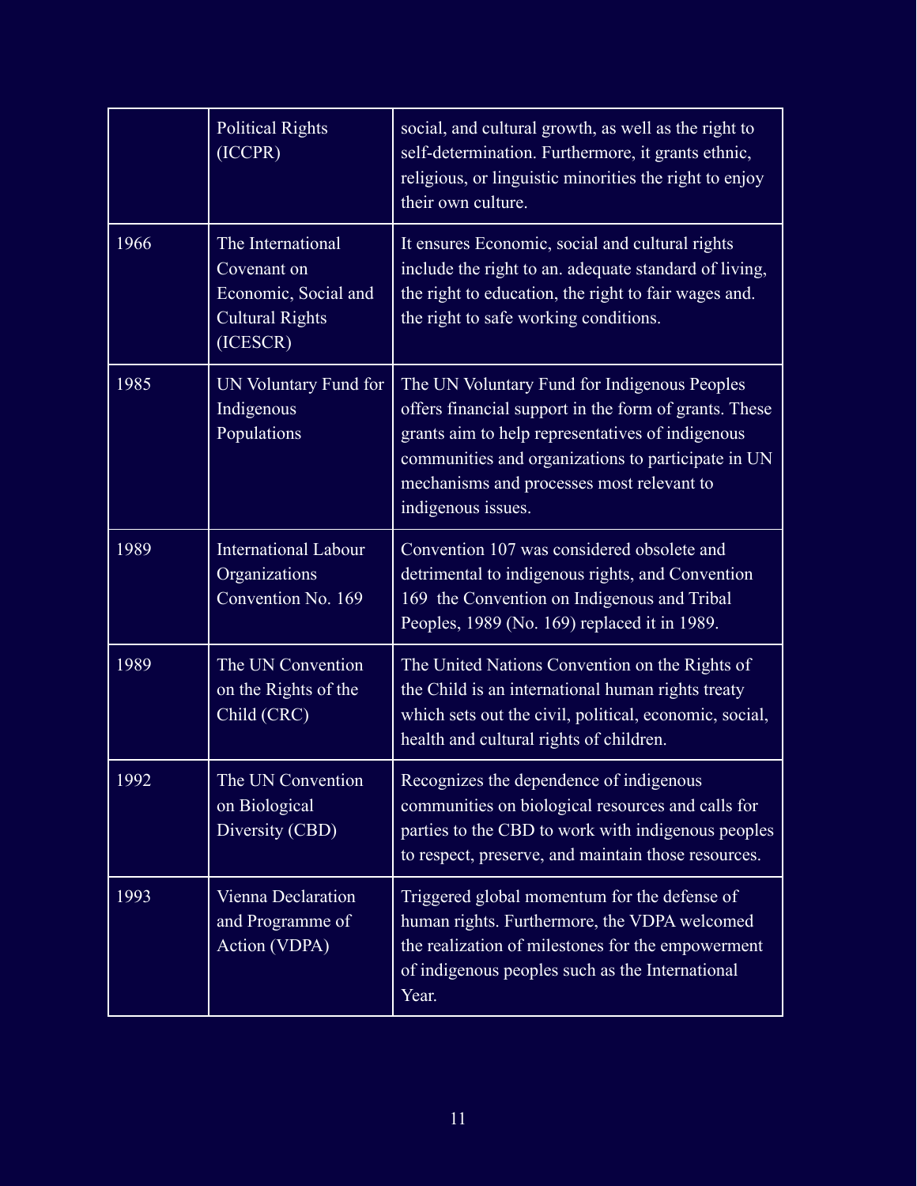| | Political Rights (ICCPR) | social, and cultural growth, as well as the right to self-determination. Furthermore, it grants ethnic, religious, or linguistic minorities the right to enjoy their own culture. |
|---|---|---|
| 1966 | The International Covenant on Economic, Social and Cultural Rights (ICESCR) | It ensures Economic, social and cultural rights include the right to an. adequate standard of living, the right to education, the right to fair wages and. the right to safe working conditions. |
| 1985 | UN Voluntary Fund for Indigenous Populations | The UN Voluntary Fund for Indigenous Peoples offers financial support in the form of grants. These grants aim to help representatives of indigenous communities and organizations to participate in UN mechanisms and processes most relevant to indigenous issues. |
| 1989 | International Labour Organizations Convention No. 169 | Convention 107 was considered obsolete and detrimental to indigenous rights, and Convention 169 the Convention on Indigenous and Tribal Peoples, 1989 (No. 169) replaced it in 1989. |
| 1989 | The UN Convention on the Rights of the Child (CRC) | The United Nations Convention on the Rights of the Child is an international human rights treaty which sets out the civil, political, economic, social, health and cultural rights of children. |
| 1992 | The UN Convention on Biological Diversity (CBD) | Recognizes the dependence of indigenous communities on biological resources and calls for parties to the CBD to work with indigenous peoples to respect, preserve, and maintain those resources. |
| 1993 | Vienna Declaration and Programme of Action (VDPA) | Triggered global momentum for the defense of human rights. Furthermore, the VDPA welcomed the realization of milestones for the empowerment of indigenous peoples such as the International Year. |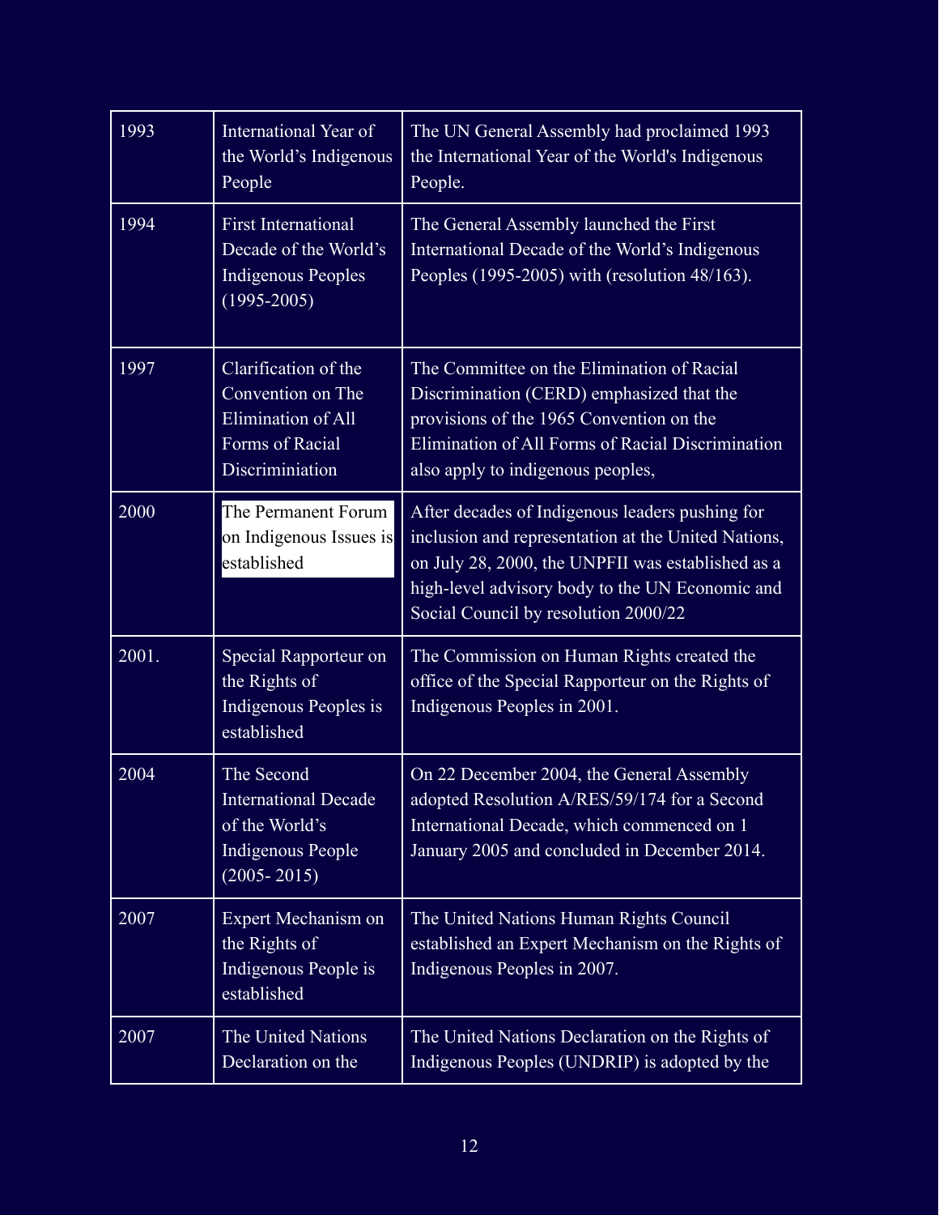| | | |
|---|---|---|
| 1993 | International Year of the World's Indigenous People | The UN General Assembly had proclaimed 1993 the International Year of the World's Indigenous People. |
| 1994 | First International Decade of the World's Indigenous Peoples (1995-2005) | The General Assembly launched the First International Decade of the World's Indigenous Peoples (1995-2005) with (resolution 48/163). |
| 1997 | Clarification of the Convention on The Elimination of All Forms of Racial Discriminiation | The Committee on the Elimination of Racial Discrimination (CERD) emphasized that the provisions of the 1965 Convention on the Elimination of All Forms of Racial Discrimination also apply to indigenous peoples, |
| 2000 | The Permanent Forum on Indigenous Issues is established | After decades of Indigenous leaders pushing for inclusion and representation at the United Nations, on July 28, 2000, the UNPFII was established as a high-level advisory body to the UN Economic and Social Council by resolution 2000/22 |
| 2001. | Special Rapporteur on the Rights of Indigenous Peoples is established | The Commission on Human Rights created the office of the Special Rapporteur on the Rights of Indigenous Peoples in 2001. |
| 2004 | The Second International Decade of the World's Indigenous People (2005- 2015) | On 22 December 2004, the General Assembly adopted Resolution A/RES/59/174 for a Second International Decade, which commenced on 1 January 2005 and concluded in December 2014. |
| 2007 | Expert Mechanism on the Rights of Indigenous People is established | The United Nations Human Rights Council established an Expert Mechanism on the Rights of Indigenous Peoples in 2007. |
| 2007 | The United Nations Declaration on the | The United Nations Declaration on the Rights of Indigenous Peoples (UNDRIP) is adopted by the |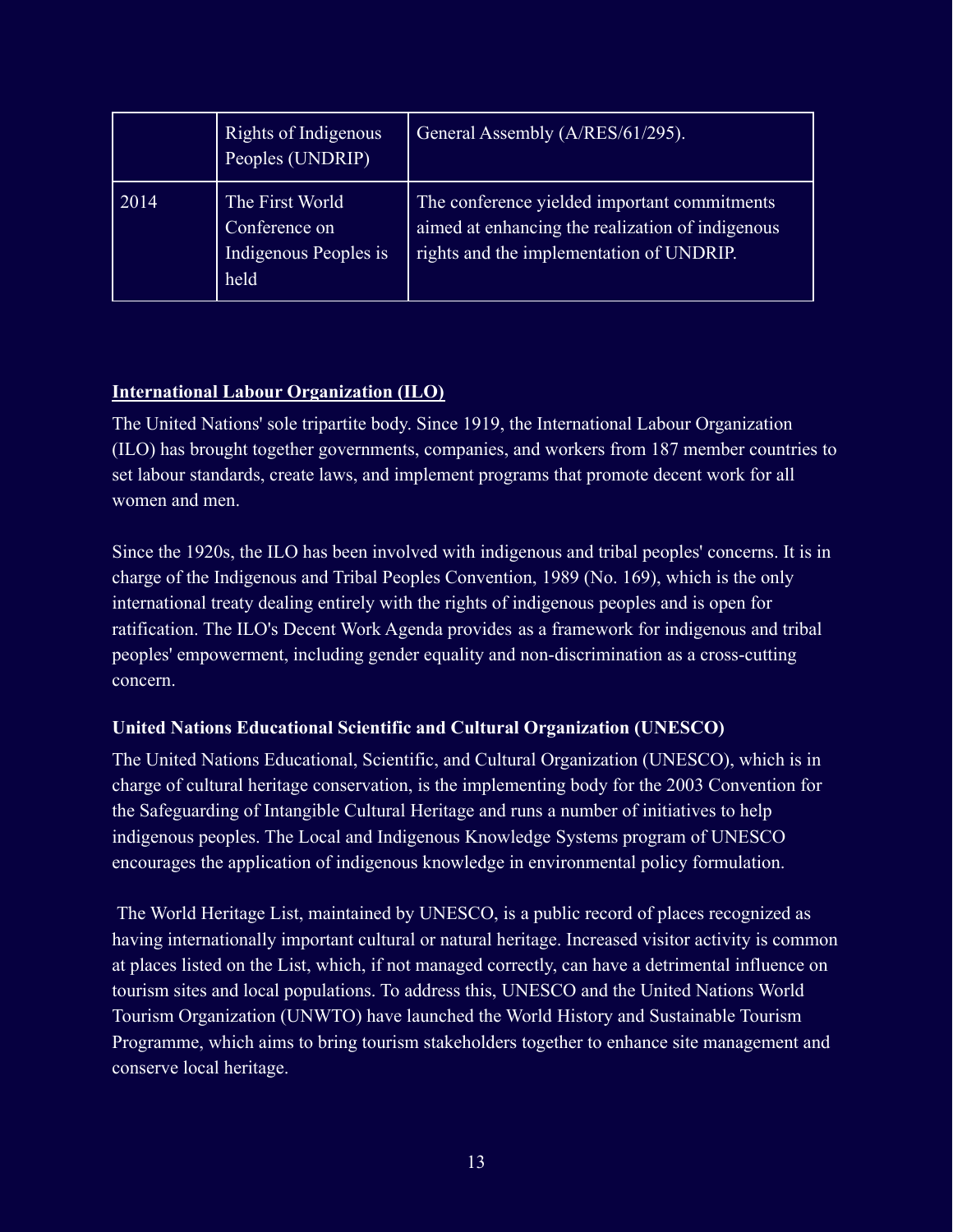| | | |
|---|---|---|
| | Rights of Indigenous Peoples (UNDRIP) | General Assembly (A/RES/61/295). |
| 2014 | The First World Conference on Indigenous Peoples is held | The conference yielded important commitments aimed at enhancing the realization of indigenous rights and the implementation of UNDRIP. |

**International Labour Organization (ILO)**

The United Nations' sole tripartite body. Since 1919, the International Labour Organization (ILO) has brought together governments, companies, and workers from 187 member countries to set labour standards, create laws, and implement programs that promote decent work for all women and men.

Since the 1920s, the ILO has been involved with indigenous and tribal peoples' concerns. It is in charge of the Indigenous and Tribal Peoples Convention, 1989 (No. 169), which is the only international treaty dealing entirely with the rights of indigenous peoples and is open for ratification. The ILO's Decent Work Agenda provides as a framework for indigenous and tribal peoples' empowerment, including gender equality and non-discrimination as a cross-cutting concern.

**United Nations Educational Scientific and Cultural Organization (UNESCO)**

The United Nations Educational, Scientific, and Cultural Organization (UNESCO), which is in charge of cultural heritage conservation, is the implementing body for the 2003 Convention for the Safeguarding of Intangible Cultural Heritage and runs a number of initiatives to help indigenous peoples. The Local and Indigenous Knowledge Systems program of UNESCO encourages the application of indigenous knowledge in environmental policy formulation.

The World Heritage List, maintained by UNESCO, is a public record of places recognized as having internationally important cultural or natural heritage. Increased visitor activity is common at places listed on the List, which, if not managed correctly, can have a detrimental influence on tourism sites and local populations. To address this, UNESCO and the United Nations World Tourism Organization (UNWTO) have launched the World History and Sustainable Tourism Programme, which aims to bring tourism stakeholders together to enhance site management and conserve local heritage.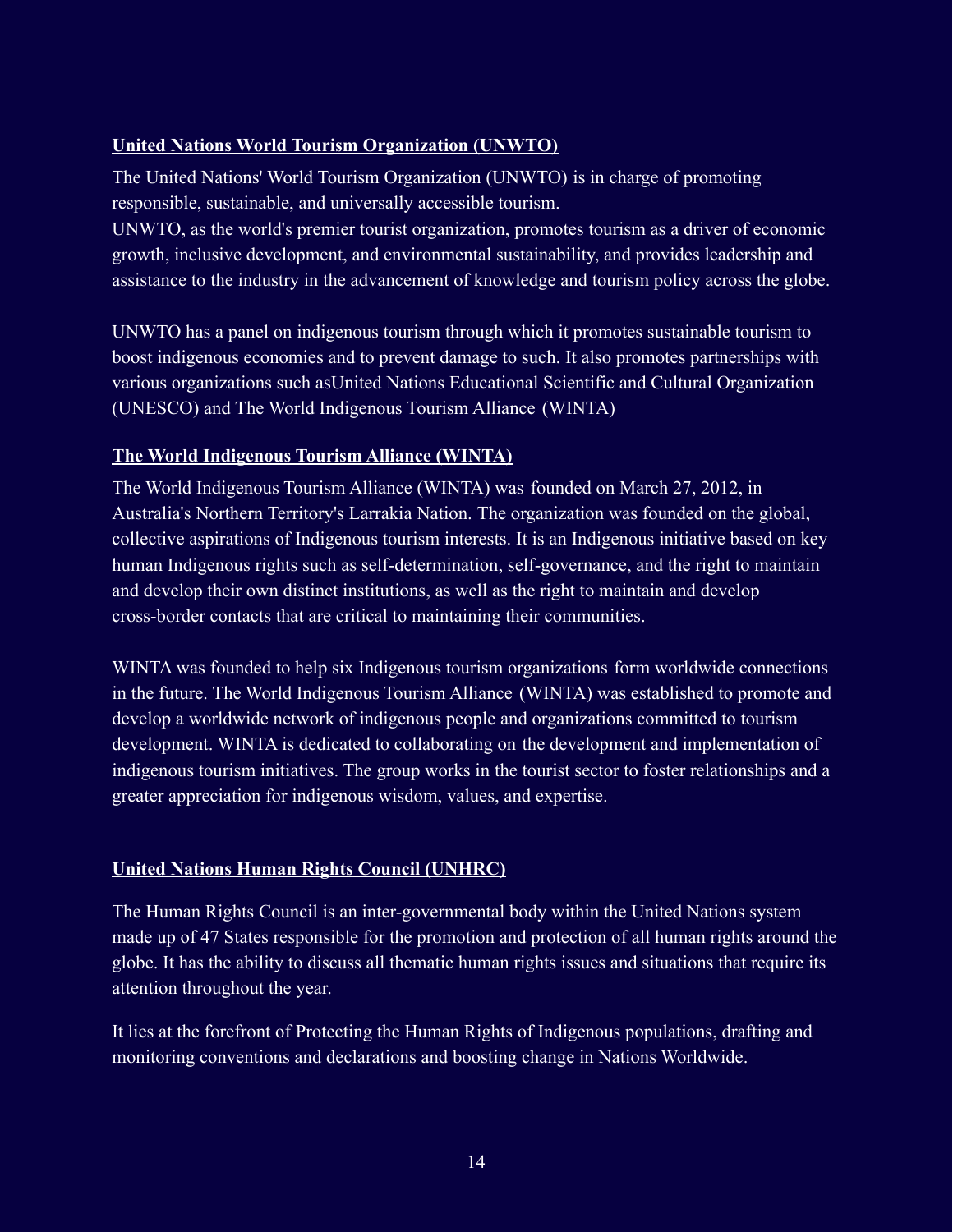**United Nations World Tourism Organization (UNWTO)**

The United Nations' World Tourism Organization (UNWTO) is in charge of promoting responsible, sustainable, and universally accessible tourism.
UNWTO, as the world's premier tourist organization, promotes tourism as a driver of economic growth, inclusive development, and environmental sustainability, and provides leadership and assistance to the industry in the advancement of knowledge and tourism policy across the globe.

UNWTO has a panel on indigenous tourism through which it promotes sustainable tourism to boost indigenous economies and to prevent damage to such. It also promotes partnerships with various organizations such asUnited Nations Educational Scientific and Cultural Organization (UNESCO) and The World Indigenous Tourism Alliance (WINTA)

**The World Indigenous Tourism Alliance (WINTA)**

The World Indigenous Tourism Alliance (WINTA) was founded on March 27, 2012, in Australia's Northern Territory's Larrakia Nation. The organization was founded on the global, collective aspirations of Indigenous tourism interests. It is an Indigenous initiative based on key human Indigenous rights such as self-determination, self-governance, and the right to maintain and develop their own distinct institutions, as well as the right to maintain and develop cross-border contacts that are critical to maintaining their communities.

WINTA was founded to help six Indigenous tourism organizations form worldwide connections in the future. The World Indigenous Tourism Alliance (WINTA) was established to promote and develop a worldwide network of indigenous people and organizations committed to tourism development. WINTA is dedicated to collaborating on the development and implementation of indigenous tourism initiatives. The group works in the tourist sector to foster relationships and a greater appreciation for indigenous wisdom, values, and expertise.

**United Nations Human Rights Council (UNHRC)**

The Human Rights Council is an inter-governmental body within the United Nations system made up of 47 States responsible for the promotion and protection of all human rights around the globe. It has the ability to discuss all thematic human rights issues and situations that require its attention throughout the year.

It lies at the forefront of Protecting the Human Rights of Indigenous populations, drafting and monitoring conventions and declarations and boosting change in Nations Worldwide.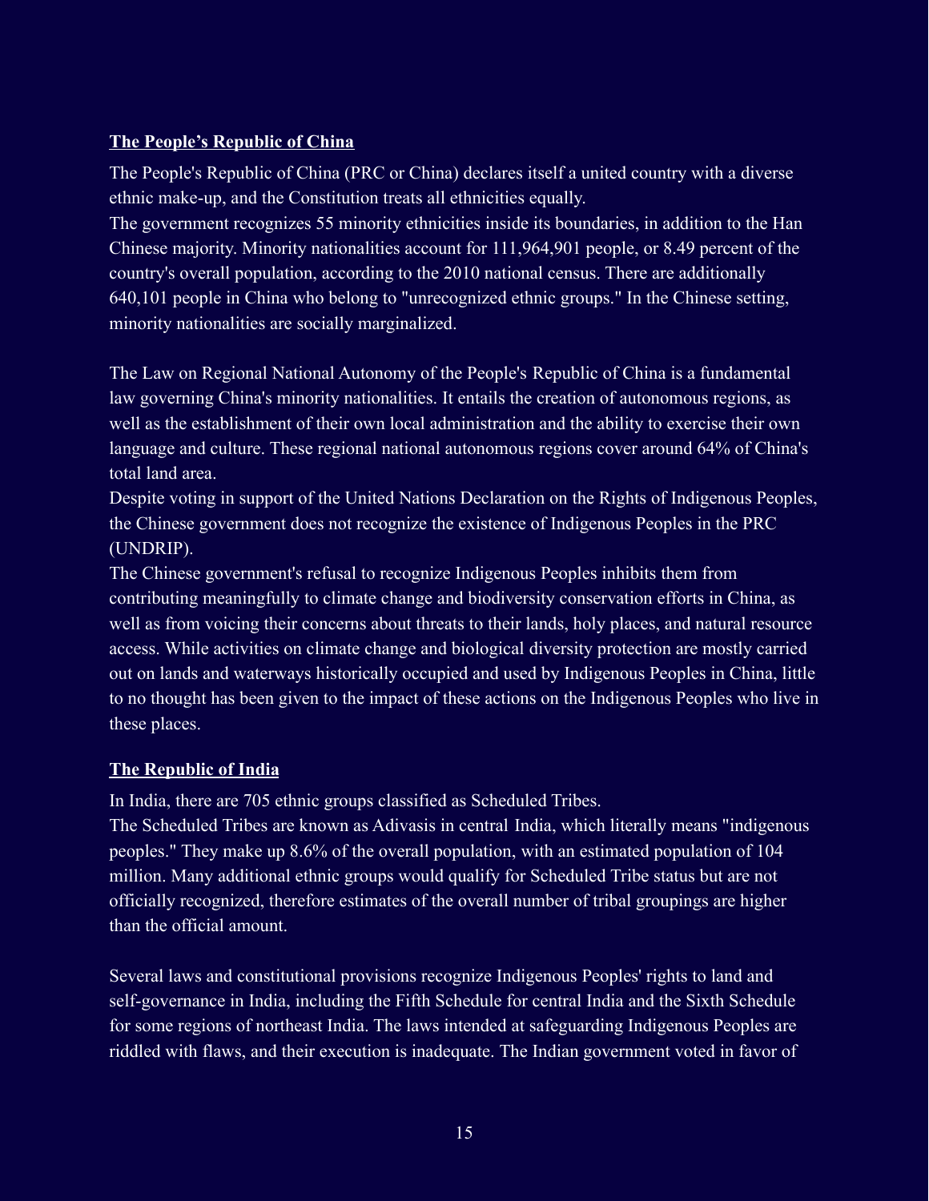## The People's Republic of China

The People's Republic of China (PRC or China) declares itself a united country with a diverse ethnic make-up, and the Constitution treats all ethnicities equally.
The government recognizes 55 minority ethnicities inside its boundaries, in addition to the Han Chinese majority. Minority nationalities account for 111,964,901 people, or 8.49 percent of the country's overall population, according to the 2010 national census. There are additionally 640,101 people in China who belong to "unrecognized ethnic groups." In the Chinese setting, minority nationalities are socially marginalized.

The Law on Regional National Autonomy of the People's Republic of China is a fundamental law governing China's minority nationalities. It entails the creation of autonomous regions, as well as the establishment of their own local administration and the ability to exercise their own language and culture. These regional national autonomous regions cover around 64% of China's total land area.
Despite voting in support of the United Nations Declaration on the Rights of Indigenous Peoples, the Chinese government does not recognize the existence of Indigenous Peoples in the PRC (UNDRIP).
The Chinese government's refusal to recognize Indigenous Peoples inhibits them from contributing meaningfully to climate change and biodiversity conservation efforts in China, as well as from voicing their concerns about threats to their lands, holy places, and natural resource access. While activities on climate change and biological diversity protection are mostly carried out on lands and waterways historically occupied and used by Indigenous Peoples in China, little to no thought has been given to the impact of these actions on the Indigenous Peoples who live in these places.

## The Republic of India

In India, there are 705 ethnic groups classified as Scheduled Tribes.
The Scheduled Tribes are known as Adivasis in central India, which literally means "indigenous peoples." They make up 8.6% of the overall population, with an estimated population of 104 million. Many additional ethnic groups would qualify for Scheduled Tribe status but are not officially recognized, therefore estimates of the overall number of tribal groupings are higher than the official amount.

Several laws and constitutional provisions recognize Indigenous Peoples' rights to land and self-governance in India, including the Fifth Schedule for central India and the Sixth Schedule for some regions of northeast India. The laws intended at safeguarding Indigenous Peoples are riddled with flaws, and their execution is inadequate. The Indian government voted in favor of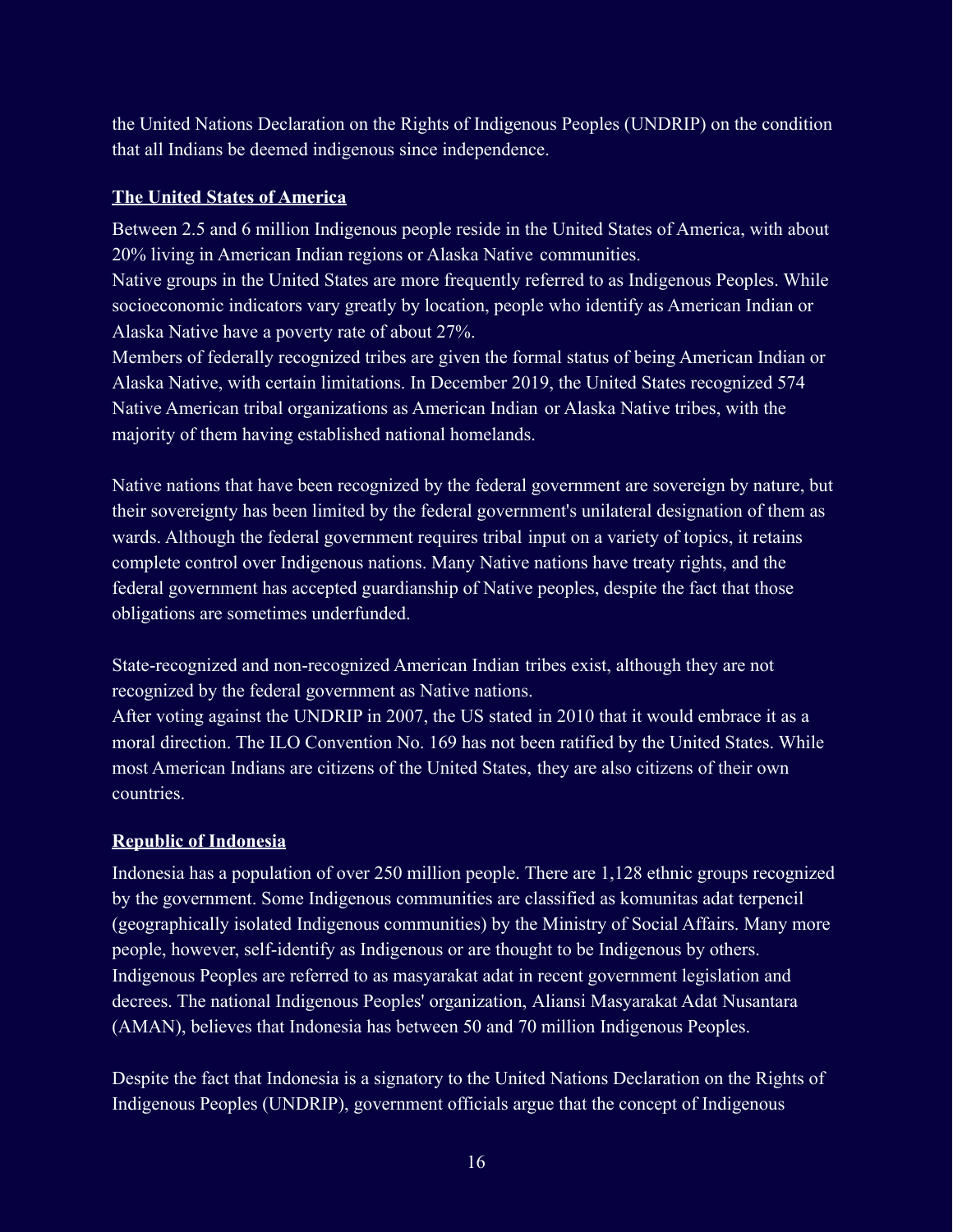the United Nations Declaration on the Rights of Indigenous Peoples (UNDRIP) on the condition that all Indians be deemed indigenous since independence.

**The United States of America**

Between 2.5 and 6 million Indigenous people reside in the United States of America, with about 20% living in American Indian regions or Alaska Native communities.
Native groups in the United States are more frequently referred to as Indigenous Peoples. While socioeconomic indicators vary greatly by location, people who identify as American Indian or Alaska Native have a poverty rate of about 27%.
Members of federally recognized tribes are given the formal status of being American Indian or Alaska Native, with certain limitations. In December 2019, the United States recognized 574 Native American tribal organizations as American Indian or Alaska Native tribes, with the majority of them having established national homelands.

Native nations that have been recognized by the federal government are sovereign by nature, but their sovereignty has been limited by the federal government's unilateral designation of them as wards. Although the federal government requires tribal input on a variety of topics, it retains complete control over Indigenous nations. Many Native nations have treaty rights, and the federal government has accepted guardianship of Native peoples, despite the fact that those obligations are sometimes underfunded.

State-recognized and non-recognized American Indian tribes exist, although they are not recognized by the federal government as Native nations.
After voting against the UNDRIP in 2007, the US stated in 2010 that it would embrace it as a moral direction. The ILO Convention No. 169 has not been ratified by the United States. While most American Indians are citizens of the United States, they are also citizens of their own countries.

**Republic of Indonesia**

Indonesia has a population of over 250 million people. There are 1,128 ethnic groups recognized by the government. Some Indigenous communities are classified as komunitas adat terpencil (geographically isolated Indigenous communities) by the Ministry of Social Affairs. Many more people, however, self-identify as Indigenous or are thought to be Indigenous by others. Indigenous Peoples are referred to as masyarakat adat in recent government legislation and decrees. The national Indigenous Peoples' organization, Aliansi Masyarakat Adat Nusantara (AMAN), believes that Indonesia has between 50 and 70 million Indigenous Peoples.

Despite the fact that Indonesia is a signatory to the United Nations Declaration on the Rights of Indigenous Peoples (UNDRIP), government officials argue that the concept of Indigenous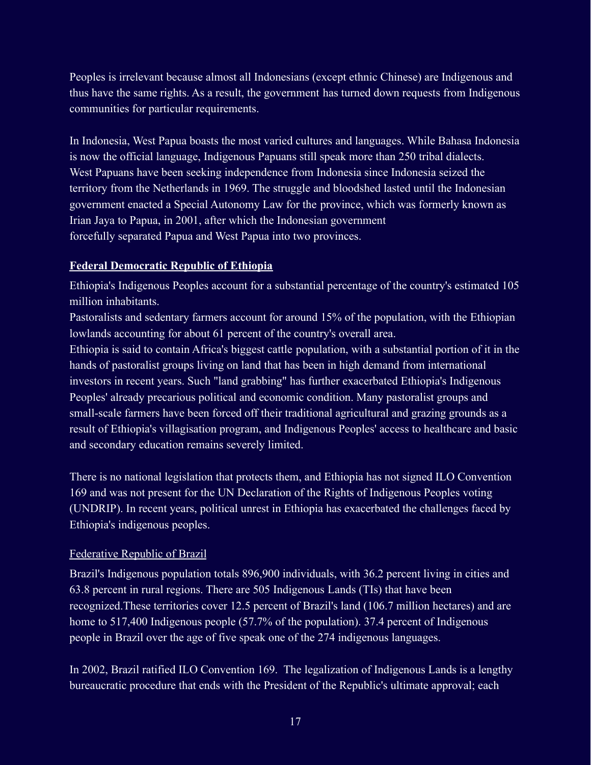Peoples is irrelevant because almost all Indonesians (except ethnic Chinese) are Indigenous and thus have the same rights. As a result, the government has turned down requests from Indigenous communities for particular requirements.

In Indonesia, West Papua boasts the most varied cultures and languages. While Bahasa Indonesia is now the official language, Indigenous Papuans still speak more than 250 tribal dialects. West Papuans have been seeking independence from Indonesia since Indonesia seized the territory from the Netherlands in 1969. The struggle and bloodshed lasted until the Indonesian government enacted a Special Autonomy Law for the province, which was formerly known as Irian Jaya to Papua, in 2001, after which the Indonesian government forcefully separated Papua and West Papua into two provinces.

**Federal Democratic Republic of Ethiopia**

Ethiopia's Indigenous Peoples account for a substantial percentage of the country's estimated 105 million inhabitants.
Pastoralists and sedentary farmers account for around 15% of the population, with the Ethiopian lowlands accounting for about 61 percent of the country's overall area.
Ethiopia is said to contain Africa's biggest cattle population, with a substantial portion of it in the hands of pastoralist groups living on land that has been in high demand from international investors in recent years. Such "land grabbing" has further exacerbated Ethiopia's Indigenous Peoples' already precarious political and economic condition. Many pastoralist groups and small-scale farmers have been forced off their traditional agricultural and grazing grounds as a result of Ethiopia's villagisation program, and Indigenous Peoples' access to healthcare and basic and secondary education remains severely limited.

There is no national legislation that protects them, and Ethiopia has not signed ILO Convention 169 and was not present for the UN Declaration of the Rights of Indigenous Peoples voting (UNDRIP). In recent years, political unrest in Ethiopia has exacerbated the challenges faced by Ethiopia's indigenous peoples.

Federative Republic of Brazil

Brazil's Indigenous population totals 896,900 individuals, with 36.2 percent living in cities and 63.8 percent in rural regions. There are 505 Indigenous Lands (TIs) that have been recognized.These territories cover 12.5 percent of Brazil's land (106.7 million hectares) and are home to 517,400 Indigenous people (57.7% of the population). 37.4 percent of Indigenous people in Brazil over the age of five speak one of the 274 indigenous languages.

In 2002, Brazil ratified ILO Convention 169. The legalization of Indigenous Lands is a lengthy bureaucratic procedure that ends with the President of the Republic's ultimate approval; each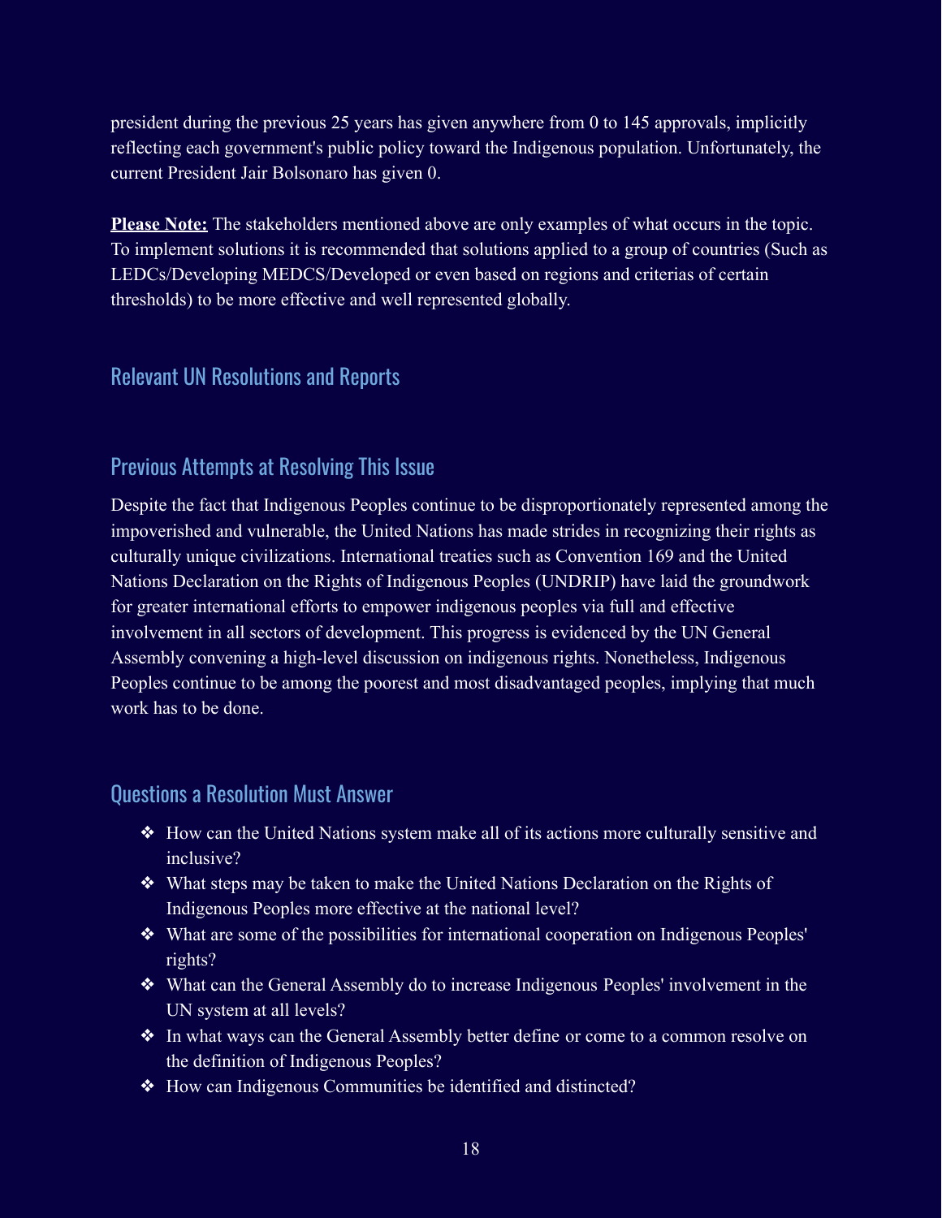president during the previous 25 years has given anywhere from 0 to 145 approvals, implicitly reflecting each government's public policy toward the Indigenous population. Unfortunately, the current President Jair Bolsonaro has given 0.

**Please Note:** The stakeholders mentioned above are only examples of what occurs in the topic. To implement solutions it is recommended that solutions applied to a group of countries (Such as LEDCs/Developing MEDCS/Developed or even based on regions and criterias of certain thresholds) to be more effective and well represented globally.

## Relevant UN Resolutions and Reports

## Previous Attempts at Resolving This Issue

Despite the fact that Indigenous Peoples continue to be disproportionately represented among the impoverished and vulnerable, the United Nations has made strides in recognizing their rights as culturally unique civilizations. International treaties such as Convention 169 and the United Nations Declaration on the Rights of Indigenous Peoples (UNDRIP) have laid the groundwork for greater international efforts to empower indigenous peoples via full and effective involvement in all sectors of development. This progress is evidenced by the UN General Assembly convening a high-level discussion on indigenous rights. Nonetheless, Indigenous Peoples continue to be among the poorest and most disadvantaged peoples, implying that much work has to be done.

## Questions a Resolution Must Answer

- How can the United Nations system make all of its actions more culturally sensitive and inclusive?
- What steps may be taken to make the United Nations Declaration on the Rights of Indigenous Peoples more effective at the national level?
- What are some of the possibilities for international cooperation on Indigenous Peoples' rights?
- What can the General Assembly do to increase Indigenous Peoples' involvement in the UN system at all levels?
- In what ways can the General Assembly better define or come to a common resolve on the definition of Indigenous Peoples?
- How can Indigenous Communities be identified and distincted?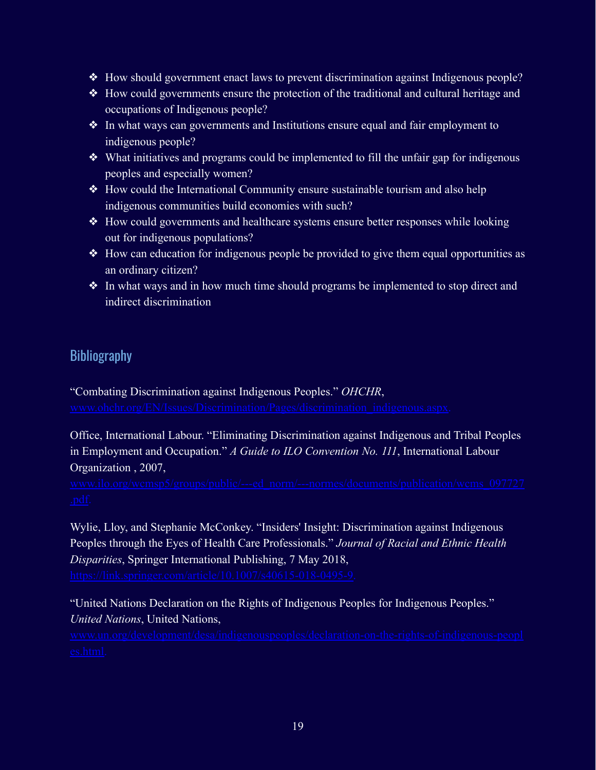- How should government enact laws to prevent discrimination against Indigenous people?
- How could governments ensure the protection of the traditional and cultural heritage and occupations of Indigenous people?
- In what ways can governments and Institutions ensure equal and fair employment to indigenous people?
- What initiatives and programs could be implemented to fill the unfair gap for indigenous peoples and especially women?
- How could the International Community ensure sustainable tourism and also help indigenous communities build economies with such?
- How could governments and healthcare systems ensure better responses while looking out for indigenous populations?
- How can education for indigenous people be provided to give them equal opportunities as an ordinary citizen?
- In what ways and in how much time should programs be implemented to stop direct and indirect discrimination

## Bibliography

"Combating Discrimination against Indigenous Peoples." *OHCHR*, www.ohchr.org/EN/Issues/Discrimination/Pages/discrimination_indigenous.aspx.

Office, International Labour. "Eliminating Discrimination against Indigenous and Tribal Peoples in Employment and Occupation." *A Guide to ILO Convention No. 111*, International Labour Organization , 2007, www.ilo.org/wcmsp5/groups/public/---ed_norm/---normes/documents/publication/wcms_097727.pdf.

Wylie, Lloy, and Stephanie McConkey. "Insiders' Insight: Discrimination against Indigenous Peoples through the Eyes of Health Care Professionals." *Journal of Racial and Ethnic Health Disparities*, Springer International Publishing, 7 May 2018, https://link.springer.com/article/10.1007/s40615-018-0495-9.

"United Nations Declaration on the Rights of Indigenous Peoples for Indigenous Peoples." *United Nations*, United Nations, www.un.org/development/desa/indigenouspeoples/declaration-on-the-rights-of-indigenous-peoples.html.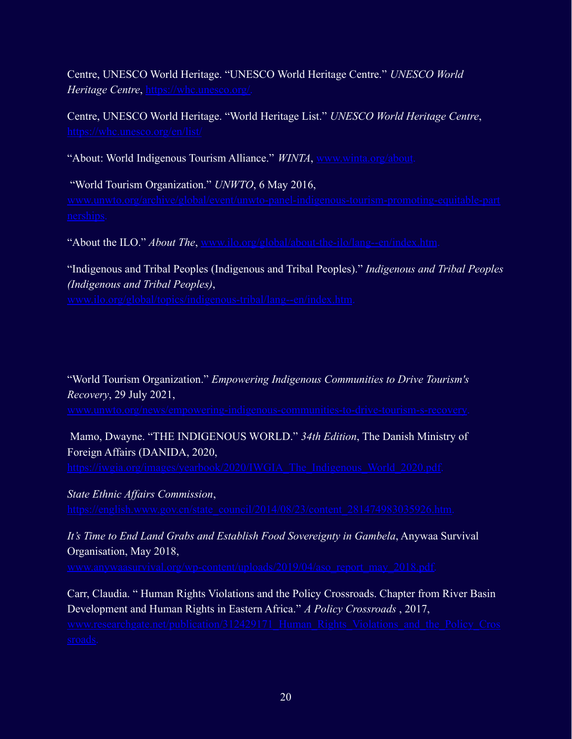Centre, UNESCO World Heritage. "UNESCO World Heritage Centre." *UNESCO World Heritage Centre*, https://whc.unesco.org/.

Centre, UNESCO World Heritage. "World Heritage List." *UNESCO World Heritage Centre*, https://whc.unesco.org/en/list/

"About: World Indigenous Tourism Alliance." *WINTA*, www.winta.org/about.

"World Tourism Organization." *UNWTO*, 6 May 2016, www.unwto.org/archive/global/event/unwto-panel-indigenous-tourism-promoting-equitable-partnerships.

"About the ILO." *About The*, www.ilo.org/global/about-the-ilo/lang--en/index.htm.

"Indigenous and Tribal Peoples (Indigenous and Tribal Peoples)." *Indigenous and Tribal Peoples (Indigenous and Tribal Peoples)*, www.ilo.org/global/topics/indigenous-tribal/lang--en/index.htm.

"World Tourism Organization." *Empowering Indigenous Communities to Drive Tourism's Recovery*, 29 July 2021, www.unwto.org/news/empowering-indigenous-communities-to-drive-tourism-s-recovery.

Mamo, Dwayne. "THE INDIGENOUS WORLD." *34th Edition*, The Danish Ministry of Foreign Affairs (DANIDA, 2020, https://iwgia.org/images/yearbook/2020/IWGIA_The_Indigenous_World_2020.pdf.

*State Ethnic Affairs Commission*, https://english.www.gov.cn/state_council/2014/08/23/content_281474983035926.htm.

*It's Time to End Land Grabs and Establish Food Sovereignty in Gambela*, Anywaa Survival Organisation, May 2018, www.anywaasurvival.org/wp-content/uploads/2019/04/aso_report_may_2018.pdf.

Carr, Claudia. " Human Rights Violations and the Policy Crossroads. Chapter from River Basin Development and Human Rights in Eastern Africa." *A Policy Crossroads* , 2017, www.researchgate.net/publication/312429171_Human_Rights_Violations_and_the_Policy_Crossroads.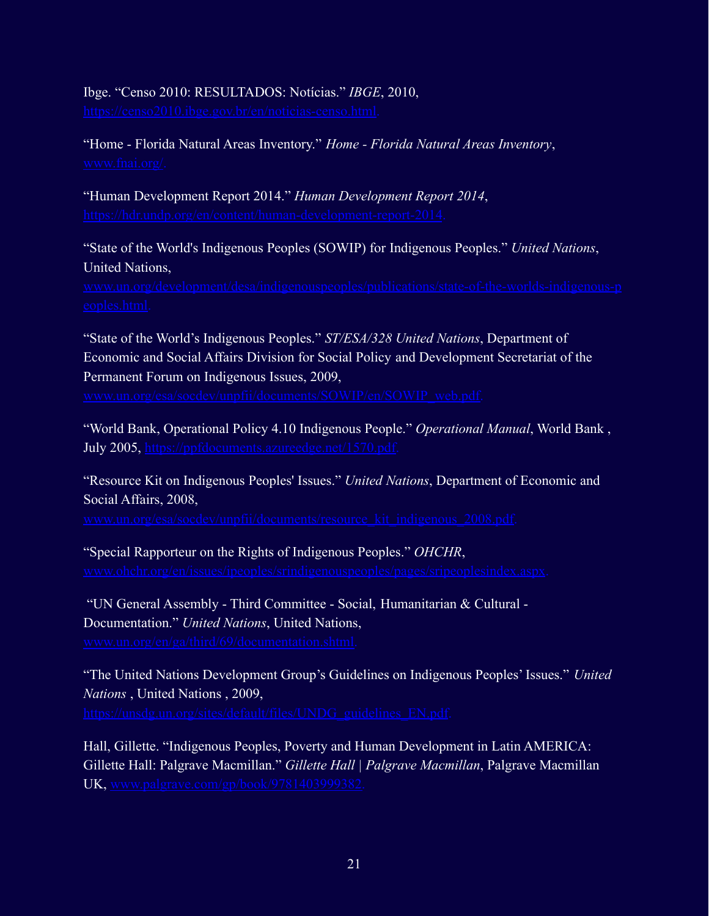Ibge. “Censo 2010: RESULTADOS: Notícias.” *IBGE*, 2010, https://censo2010.ibge.gov.br/en/noticias-censo.html.

“Home - Florida Natural Areas Inventory.” *Home - Florida Natural Areas Inventory*, www.fnai.org/.

“Human Development Report 2014.” *Human Development Report 2014*, https://hdr.undp.org/en/content/human-development-report-2014.

“State of the World's Indigenous Peoples (SOWIP) for Indigenous Peoples.” *United Nations*, United Nations, www.un.org/development/desa/indigenouspeoples/publications/state-of-the-worlds-indigenous-peoples.html.

“State of the World’s Indigenous Peoples.” *ST/ESA/328 United Nations*, Department of Economic and Social Affairs Division for Social Policy and Development Secretariat of the Permanent Forum on Indigenous Issues, 2009, www.un.org/esa/socdev/unpfii/documents/SOWIP/en/SOWIP_web.pdf.

“World Bank, Operational Policy 4.10 Indigenous People.” *Operational Manual*, World Bank , July 2005, https://ppfdocuments.azureedge.net/1570.pdf.

“Resource Kit on Indigenous Peoples' Issues.” *United Nations*, Department of Economic and Social Affairs, 2008, www.un.org/esa/socdev/unpfii/documents/resource_kit_indigenous_2008.pdf.

“Special Rapporteur on the Rights of Indigenous Peoples.” *OHCHR*, www.ohchr.org/en/issues/ipeoples/srindigenouspeoples/pages/sripeoplesindex.aspx.

“UN General Assembly - Third Committee - Social, Humanitarian & Cultural - Documentation.” *United Nations*, United Nations, www.un.org/en/ga/third/69/documentation.shtml.

“The United Nations Development Group’s Guidelines on Indigenous Peoples’ Issues.” *United Nations* , United Nations , 2009, https://unsdg.un.org/sites/default/files/UNDG_guidelines_EN.pdf.

Hall, Gillette. “Indigenous Peoples, Poverty and Human Development in Latin AMERICA: Gillette Hall: Palgrave Macmillan.” *Gillette Hall | Palgrave Macmillan*, Palgrave Macmillan UK, www.palgrave.com/gp/book/9781403999382.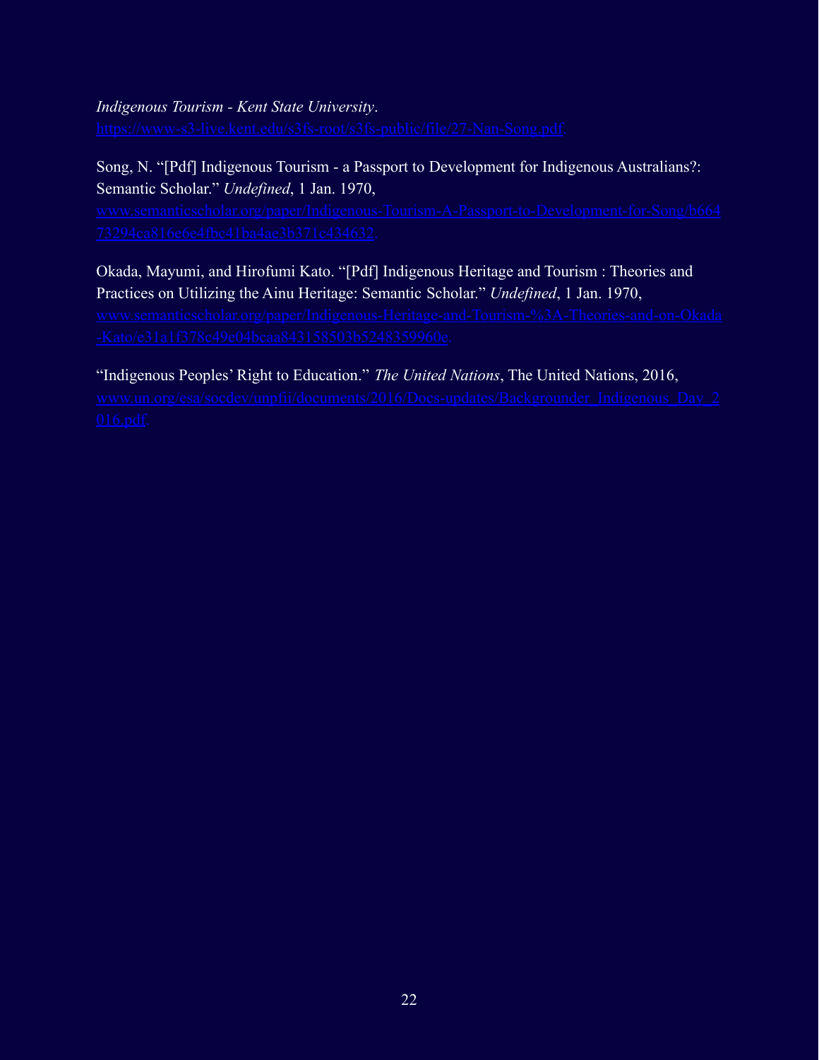*Indigenous Tourism - Kent State University*. https://www-s3-live.kent.edu/s3fs-root/s3fs-public/file/27-Nan-Song.pdf.

Song, N. "[Pdf] Indigenous Tourism - a Passport to Development for Indigenous Australians?: Semantic Scholar." *Undefined*, 1 Jan. 1970, www.semanticscholar.org/paper/Indigenous-Tourism-A-Passport-to-Development-for-Song/b66473294ca816e6e4fbc41ba4ae3b371c434632.

Okada, Mayumi, and Hirofumi Kato. "[Pdf] Indigenous Heritage and Tourism : Theories and Practices on Utilizing the Ainu Heritage: Semantic Scholar." *Undefined*, 1 Jan. 1970, www.semanticscholar.org/paper/Indigenous-Heritage-and-Tourism-%3A-Theories-and-on-Okada-Kato/e31a1f378c49e04bcaa843158503b5248359960e.

"Indigenous Peoples' Right to Education." *The United Nations*, The United Nations, 2016, www.un.org/esa/socdev/unpfii/documents/2016/Docs-updates/Backgrounder_Indigenous_Day_2016.pdf.